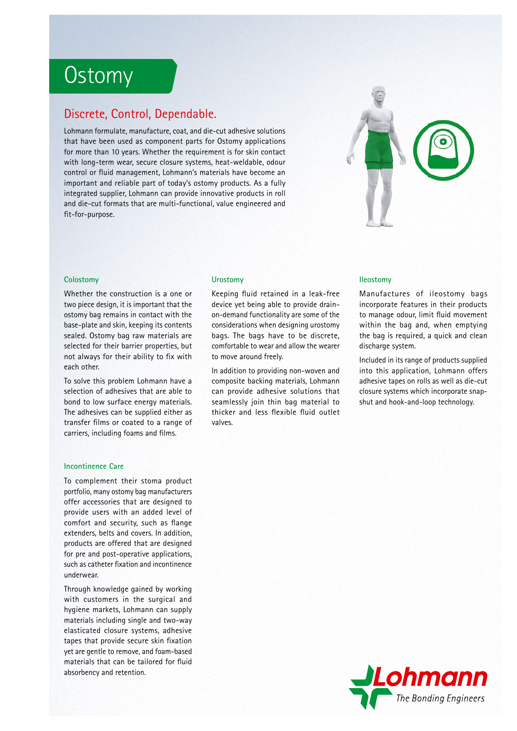# Ostomy

## Discrete, Control, Dependable.

Lohmann formulate, manufacture, coat, and die-cut adhesive solutions that have been used as component parts for Ostomy applications for more than 10 years. Whether the requirement is for skin contact with long-term wear, secure closure systems, heat-weldable, odour control or fluid management, Lohmann's materials have become an important and reliable part of today's ostomy products. As a fully integrated supplier, Lohmann can provide innovative products in roll and die-cut formats that are multi-functional, value engineered and fit-for-purpose.

### Colostomy

Whether the construction is a one or two piece design, it is important that the ostomy bag remains in contact with the base-plate and skin, keeping its contents sealed. Ostomy bag raw materials are selected for their barrier properties, but not always for their ability to fix with each other.

To solve this problem Lohmann have a selection of adhesives that are able to bond to low surface energy materials. The adhesives can be supplied either as transfer films or coated to a range of carriers, including foams and films.

### Urostomy

Keeping fluid retained in a leak-free device yet being able to provide drain-on-demand functionality are some of the considerations when designing urostomy bags. The bags have to be discrete, comfortable to wear and allow the wearer to move around freely.

In addition to providing non-woven and composite backing materials, Lohmann can provide adhesive solutions that seamlessly join thin bag material to thicker and less flexible fluid outlet valves.

### Ileostomy

Manufactures of ileostomy bags incorporate features in their products to manage odour, limit fluid movement within the bag and, when emptying the bag is required, a quick and clean discharge system.

Included in its range of products supplied into this application, Lohmann offers adhesive tapes on rolls as well as die-cut closure systems which incorporate snap-shut and hook-and-loop technology.

### Incontinence Care

To complement their stoma product portfolio, many ostomy bag manufacturers offer accessories that are designed to provide users with an added level of comfort and security, such as flange extenders, belts and covers. In addition, products are offered that are designed for pre and post-operative applications, such as catheter fixation and incontinence underwear.

Through knowledge gained by working with customers in the surgical and hygiene markets, Lohmann can supply materials including single and two-way elasticated closure systems, adhesive tapes that provide secure skin fixation yet are gentle to remove, and foam-based materials that can be tailored for fluid absorbency and retention.

Lohmann
*The Bonding Engineers*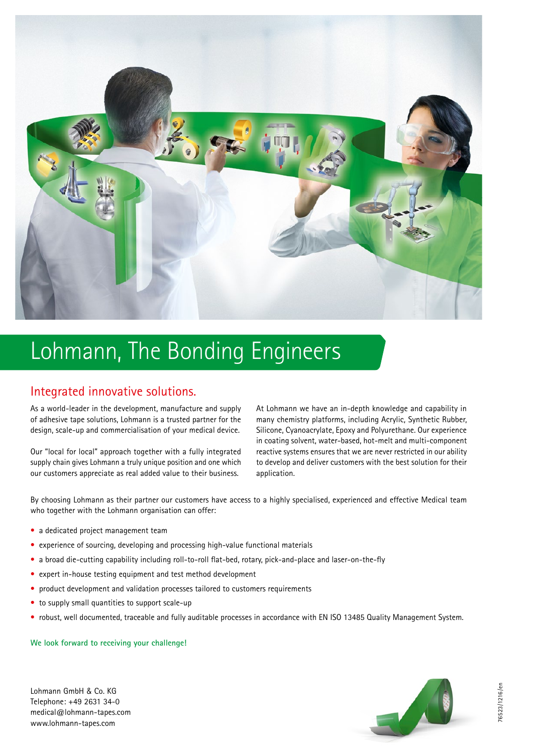# Lohmann, The Bonding Engineers

## Integrated innovative solutions.

As a world-leader in the development, manufacture and supply of adhesive tape solutions, Lohmann is a trusted partner for the design, scale-up and commercialisation of your medical device.

Our "local for local" approach together with a fully integrated supply chain gives Lohmann a truly unique position and one which our customers appreciate as real added value to their business.

At Lohmann we have an in-depth knowledge and capability in many chemistry platforms, including Acrylic, Synthetic Rubber, Silicone, Cyanoacrylate, Epoxy and Polyurethane. Our experience in coating solvent, water-based, hot-melt and multi-component reactive systems ensures that we are never restricted in our ability to develop and deliver customers with the best solution for their application.

By choosing Lohmann as their partner our customers have access to a highly specialised, experienced and effective Medical team who together with the Lohmann organisation can offer:

- a dedicated project management team
- experience of sourcing, developing and processing high-value functional materials
- a broad die-cutting capability including roll-to-roll flat-bed, rotary, pick-and-place and laser-on-the-fly
- expert in-house testing equipment and test method development
- product development and validation processes tailored to customers requirements
- to supply small quantities to support scale-up
- robust, well documented, traceable and fully auditable processes in accordance with EN ISO 13485 Quality Management System.

**We look forward to receiving your challenge!**

Lohmann GmbH & Co. KG
Telephone: +49 2631 34-0
medical@lohmann-tapes.com
www.lohmann-tapes.com

76523/1216/en